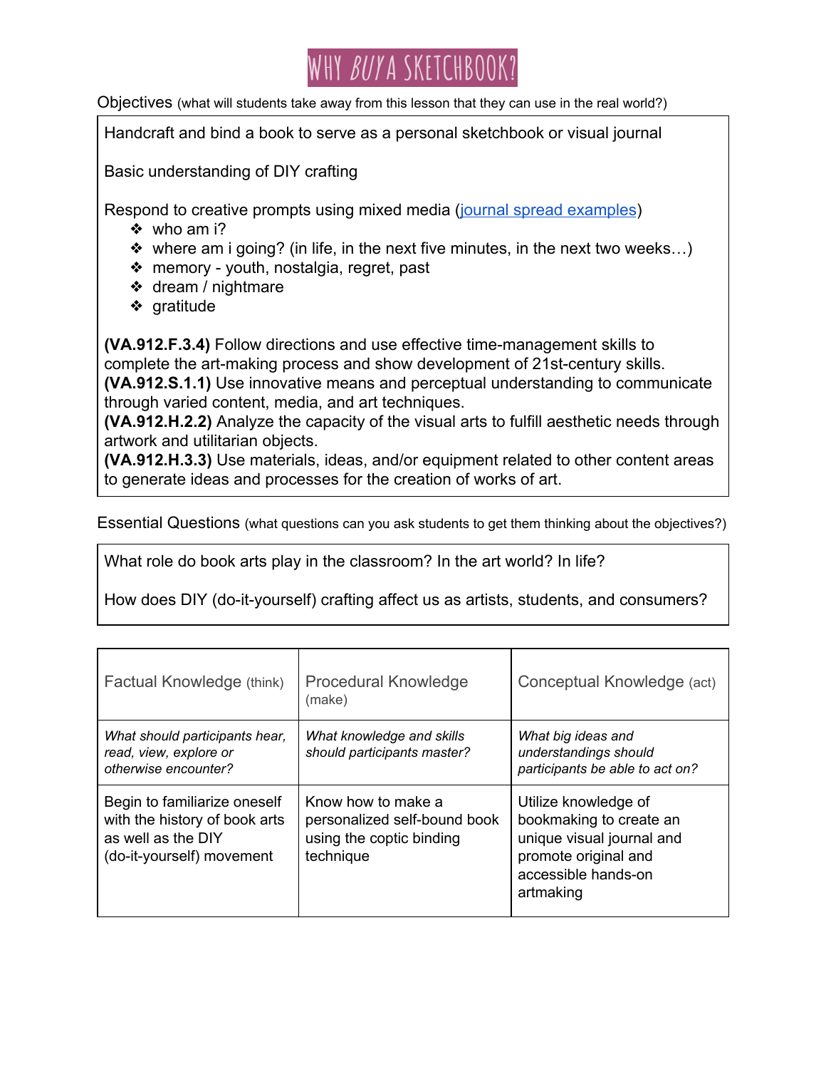# WHY *BUY* A SKETCHBOOK?

Objectives (what will students take away from this lesson that they can use in the real world?)

Handcraft and bind a book to serve as a personal sketchbook or visual journal

Basic understanding of DIY crafting

Respond to creative prompts using mixed media ([journal spread examples](journal spread examples))

- who am i?
- where am i going? (in life, in the next five minutes, in the next two weeks…)
- memory - youth, nostalgia, regret, past
- dream / nightmare
- gratitude

**(VA.912.F.3.4)** Follow directions and use effective time-management skills to complete the art-making process and show development of 21st-century skills.
**(VA.912.S.1.1)** Use innovative means and perceptual understanding to communicate through varied content, media, and art techniques.
**(VA.912.H.2.2)** Analyze the capacity of the visual arts to fulfill aesthetic needs through artwork and utilitarian objects.
**(VA.912.H.3.3)** Use materials, ideas, and/or equipment related to other content areas to generate ideas and processes for the creation of works of art.

Essential Questions (what questions can you ask students to get them thinking about the objectives?)

What role do book arts play in the classroom? In the art world? In life?

How does DIY (do-it-yourself) crafting affect us as artists, students, and consumers?

| Factual Knowledge (think) | Procedural Knowledge (make) | Conceptual Knowledge (act) |
|---|---|---|
| *What should participants hear, read, view, explore or otherwise encounter?* | *What knowledge and skills should participants master?* | *What big ideas and understandings should participants be able to act on?* |
| Begin to familiarize oneself with the history of book arts as well as the DIY (do-it-yourself) movement | Know how to make a personalized self-bound book using the coptic binding technique | Utilize knowledge of bookmaking to create an unique visual journal and promote original and accessible hands-on artmaking |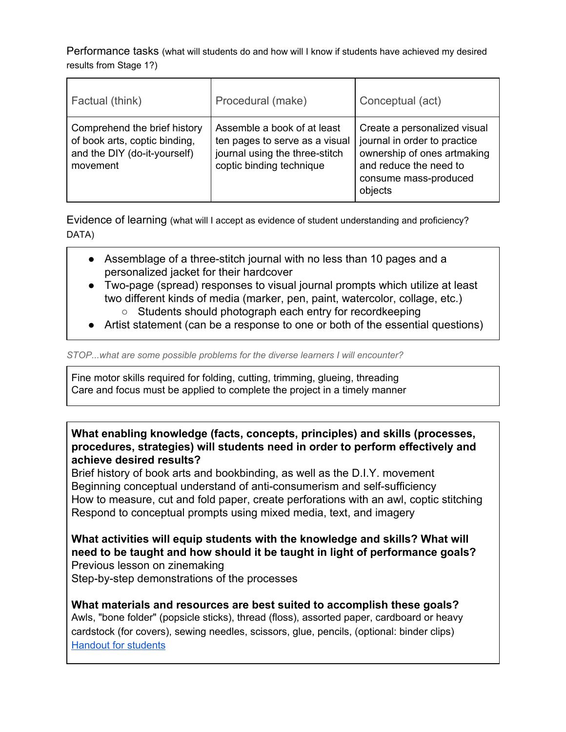Performance tasks (what will students do and how will I know if students have achieved my desired results from Stage 1?)

| Factual (think) | Procedural (make) | Conceptual (act) |
|---|---|---|
| Comprehend the brief history of book arts, coptic binding, and the DIY (do-it-yourself) movement | Assemble a book of at least ten pages to serve as a visual journal using the three-stitch coptic binding technique | Create a personalized visual journal in order to practice ownership of ones artmaking and reduce the need to consume mass-produced objects |

Evidence of learning (what will I accept as evidence of student understanding and proficiency? DATA)

- Assemblage of a three-stitch journal with no less than 10 pages and a personalized jacket for their hardcover
- Two-page (spread) responses to visual journal prompts which utilize at least two different kinds of media (marker, pen, paint, watercolor, collage, etc.)
  - Students should photograph each entry for recordkeeping
- Artist statement (can be a response to one or both of the essential questions)

*STOP...what are some possible problems for the diverse learners I will encounter?*

Fine motor skills required for folding, cutting, trimming, glueing, threading
Care and focus must be applied to complete the project in a timely manner

**What enabling knowledge (facts, concepts, principles) and skills (processes, procedures, strategies) will students need in order to perform effectively and achieve desired results?**
Brief history of book arts and bookbinding, as well as the D.I.Y. movement
Beginning conceptual understand of anti-consumerism and self-sufficiency
How to measure, cut and fold paper, create perforations with an awl, coptic stitching
Respond to conceptual prompts using mixed media, text, and imagery

**What activities will equip students with the knowledge and skills? What will need to be taught and how should it be taught in light of performance goals?**
Previous lesson on zinemaking
Step-by-step demonstrations of the processes

**What materials and resources are best suited to accomplish these goals?**
Awls, "bone folder" (popsicle sticks), thread (floss), assorted paper, cardboard or heavy cardstock (for covers), sewing needles, scissors, glue, pencils, (optional: binder clips)
Handout for students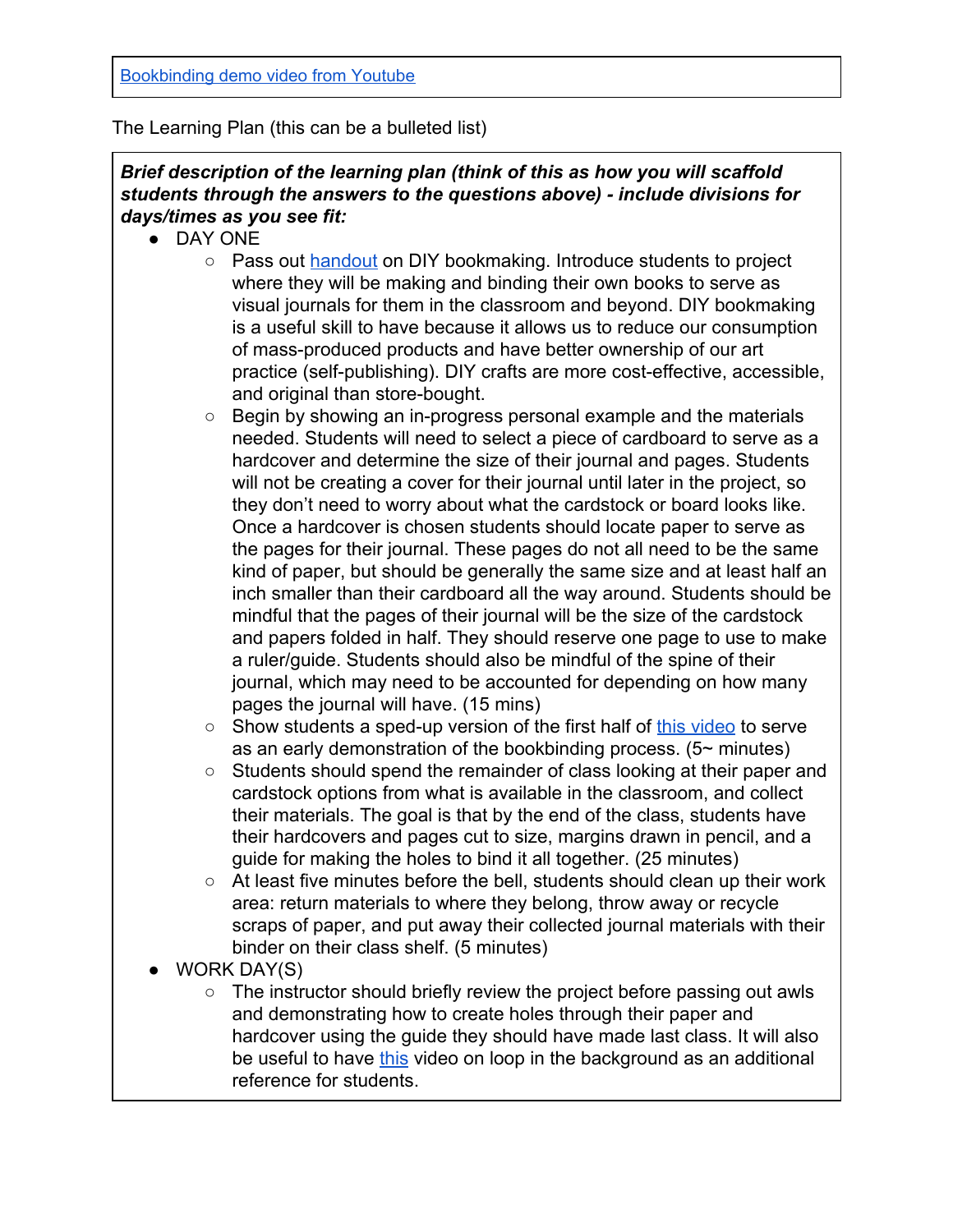| Bookbinding demo video from Youtube |
| --- |

The Learning Plan (this can be a bulleted list)

***Brief description of the learning plan (think of this as how you will scaffold students through the answers to the questions above) - include divisions for days/times as you see fit:***

- DAY ONE
  - Pass out handout on DIY bookmaking. Introduce students to project where they will be making and binding their own books to serve as visual journals for them in the classroom and beyond. DIY bookmaking is a useful skill to have because it allows us to reduce our consumption of mass-produced products and have better ownership of our art practice (self-publishing). DIY crafts are more cost-effective, accessible, and original than store-bought.
  - Begin by showing an in-progress personal example and the materials needed. Students will need to select a piece of cardboard to serve as a hardcover and determine the size of their journal and pages. Students will not be creating a cover for their journal until later in the project, so they don't need to worry about what the cardstock or board looks like. Once a hardcover is chosen students should locate paper to serve as the pages for their journal. These pages do not all need to be the same kind of paper, but should be generally the same size and at least half an inch smaller than their cardboard all the way around. Students should be mindful that the pages of their journal will be the size of the cardstock and papers folded in half. They should reserve one page to use to make a ruler/guide. Students should also be mindful of the spine of their journal, which may need to be accounted for depending on how many pages the journal will have. (15 mins)
  - Show students a sped-up version of the first half of this video to serve as an early demonstration of the bookbinding process. (5~ minutes)
  - Students should spend the remainder of class looking at their paper and cardstock options from what is available in the classroom, and collect their materials. The goal is that by the end of the class, students have their hardcovers and pages cut to size, margins drawn in pencil, and a guide for making the holes to bind it all together. (25 minutes)
  - At least five minutes before the bell, students should clean up their work area: return materials to where they belong, throw away or recycle scraps of paper, and put away their collected journal materials with their binder on their class shelf. (5 minutes)
- WORK DAY(S)
  - The instructor should briefly review the project before passing out awls and demonstrating how to create holes through their paper and hardcover using the guide they should have made last class. It will also be useful to have this video on loop in the background as an additional reference for students.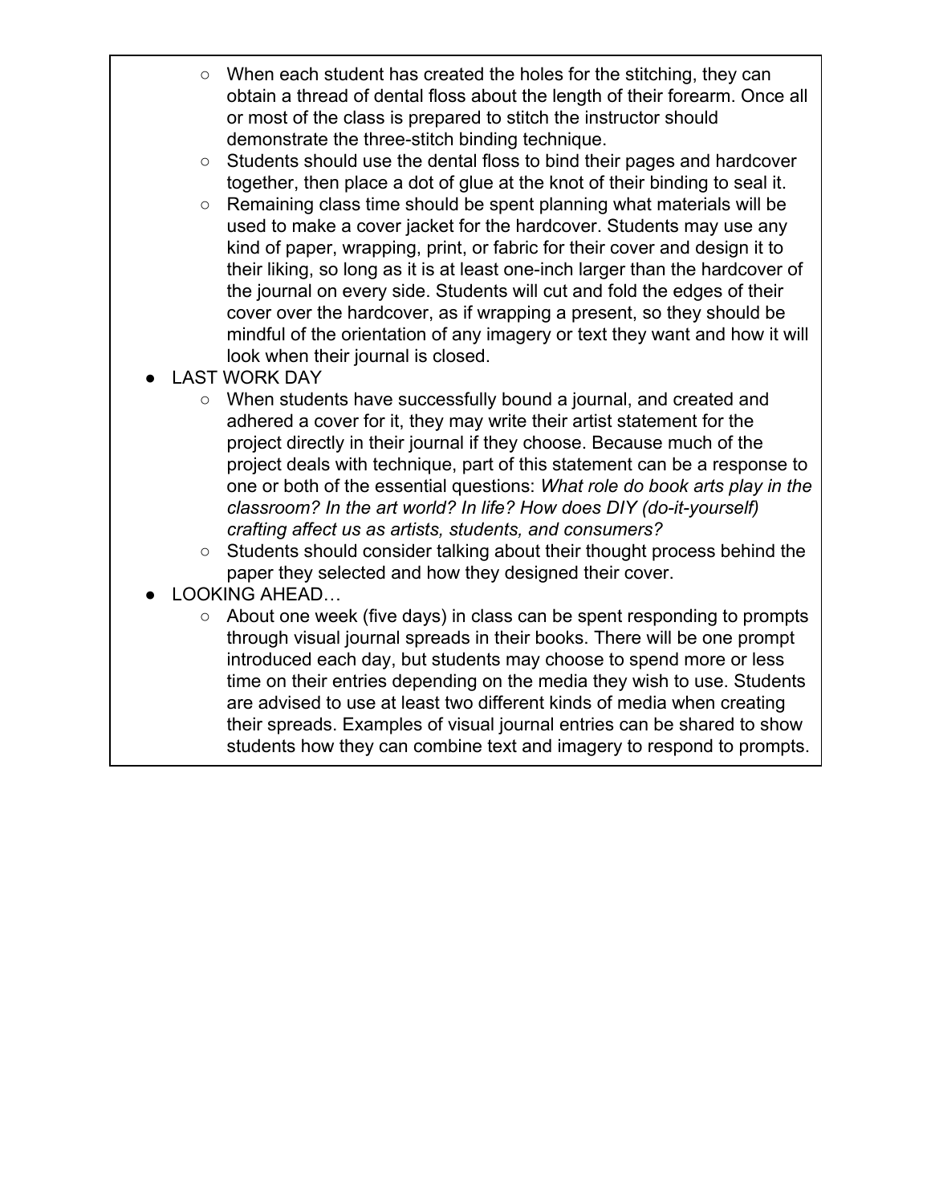- When each student has created the holes for the stitching, they can obtain a thread of dental floss about the length of their forearm. Once all or most of the class is prepared to stitch the instructor should demonstrate the three-stitch binding technique.
- Students should use the dental floss to bind their pages and hardcover together, then place a dot of glue at the knot of their binding to seal it.
- Remaining class time should be spent planning what materials will be used to make a cover jacket for the hardcover. Students may use any kind of paper, wrapping, print, or fabric for their cover and design it to their liking, so long as it is at least one-inch larger than the hardcover of the journal on every side. Students will cut and fold the edges of their cover over the hardcover, as if wrapping a present, so they should be mindful of the orientation of any imagery or text they want and how it will look when their journal is closed.

- LAST WORK DAY
  - When students have successfully bound a journal, and created and adhered a cover for it, they may write their artist statement for the project directly in their journal if they choose. Because much of the project deals with technique, part of this statement can be a response to one or both of the essential questions: *What role do book arts play in the classroom? In the art world? In life? How does DIY (do-it-yourself) crafting affect us as artists, students, and consumers?*
  - Students should consider talking about their thought process behind the paper they selected and how they designed their cover.
- LOOKING AHEAD…
  - About one week (five days) in class can be spent responding to prompts through visual journal spreads in their books. There will be one prompt introduced each day, but students may choose to spend more or less time on their entries depending on the media they wish to use. Students are advised to use at least two different kinds of media when creating their spreads. Examples of visual journal entries can be shared to show students how they can combine text and imagery to respond to prompts.